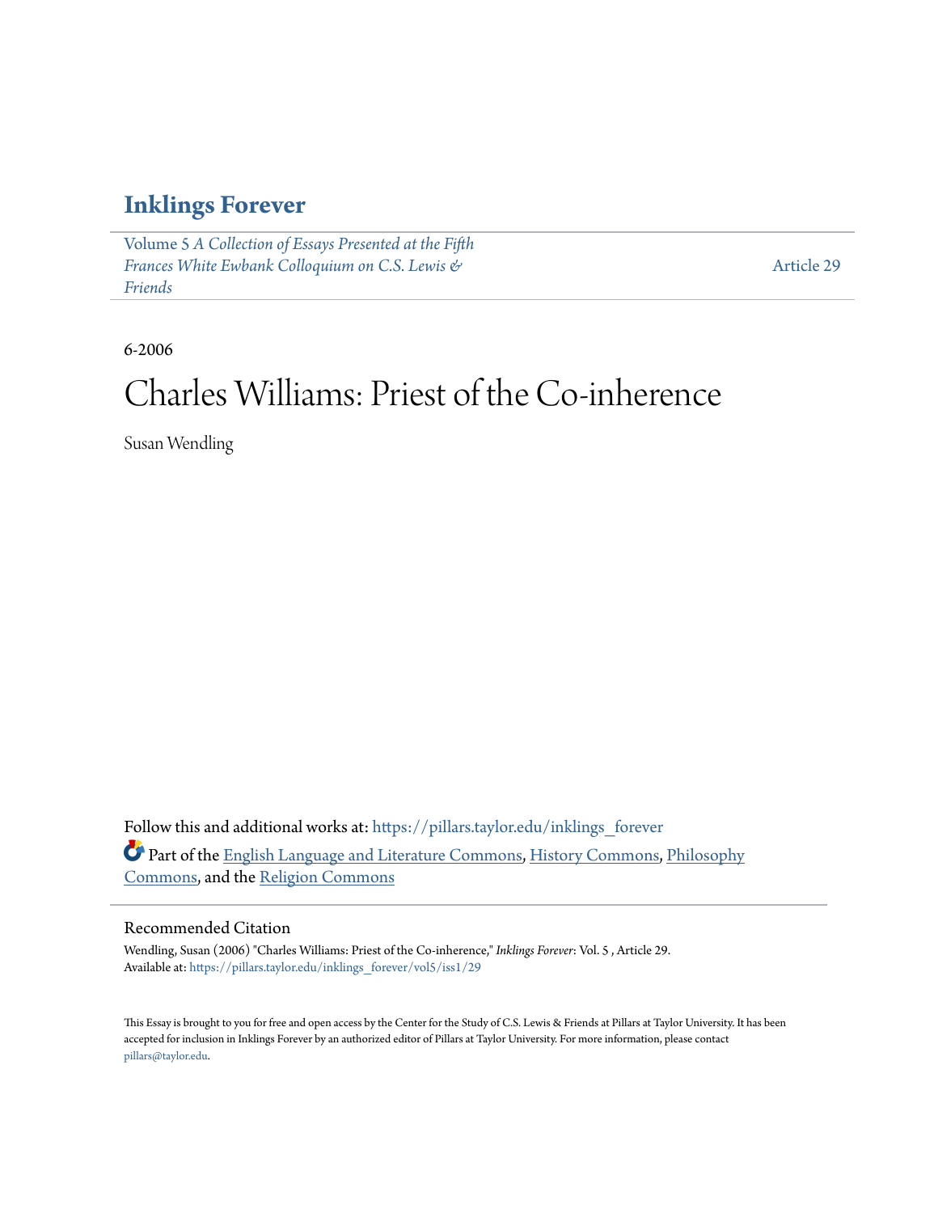# Inklings Forever

Volume 5 *A Collection of Essays Presented at the Fifth Frances White Ewbank Colloquium on C.S. Lewis & Friends*

Article 29

6-2006

# Charles Williams: Priest of the Co-inherence

Susan Wendling

Follow this and additional works at: https://pillars.taylor.edu/inklings_forever

Part of the English Language and Literature Commons, History Commons, Philosophy Commons, and the Religion Commons

## Recommended Citation

Wendling, Susan (2006) "Charles Williams: Priest of the Co-inherence," *Inklings Forever*: Vol. 5 , Article 29.
Available at: https://pillars.taylor.edu/inklings_forever/vol5/iss1/29

This Essay is brought to you for free and open access by the Center for the Study of C.S. Lewis & Friends at Pillars at Taylor University. It has been accepted for inclusion in Inklings Forever by an authorized editor of Pillars at Taylor University. For more information, please contact pillars@taylor.edu.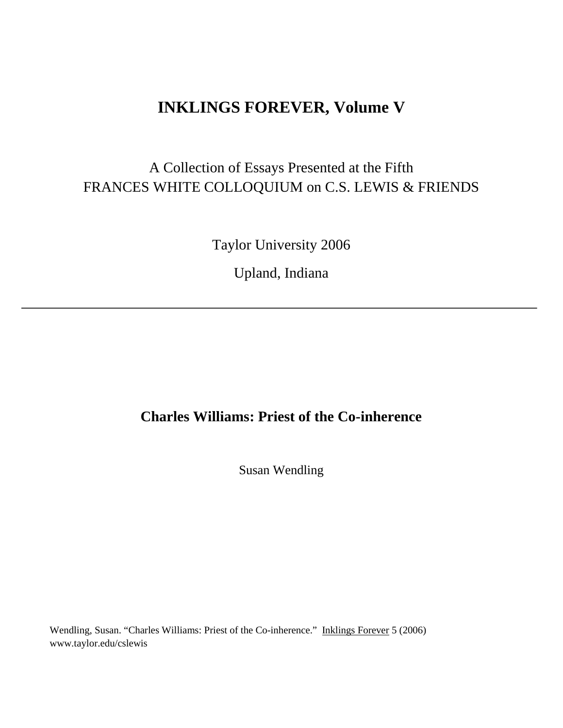# INKLINGS FOREVER, Volume V

A Collection of Essays Presented at the Fifth
FRANCES WHITE COLLOQUIUM on C.S. LEWIS & FRIENDS

Taylor University 2006

Upland, Indiana

---

## Charles Williams: Priest of the Co-inherence

Susan Wendling

Wendling, Susan. "Charles Williams: Priest of the Co-inherence." Inklings Forever 5 (2006)
www.taylor.edu/cslewis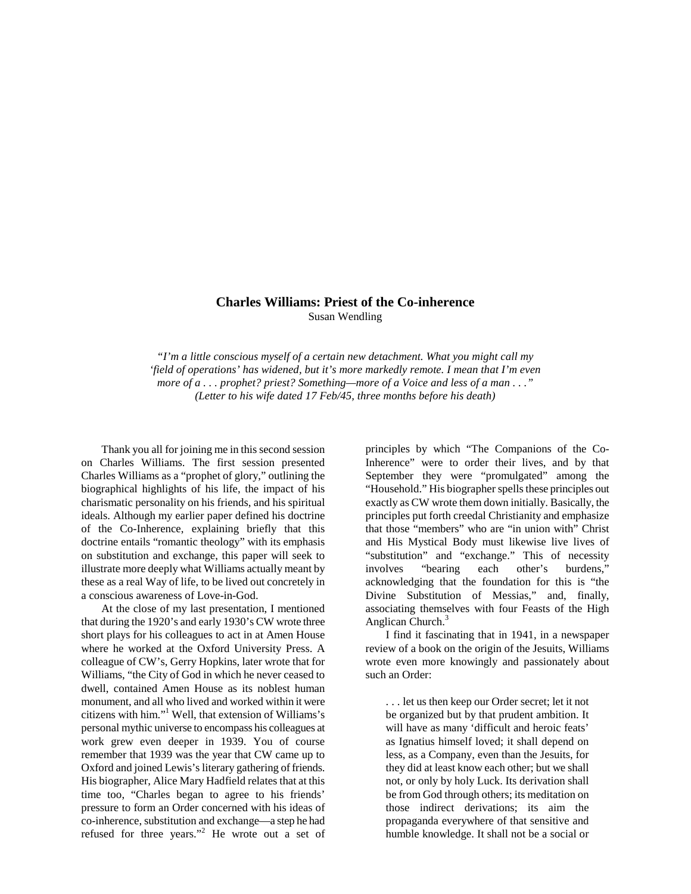## Charles Williams: Priest of the Co-inherence

Susan Wendling

*"I'm a little conscious myself of a certain new detachment. What you might call my 'field of operations' has widened, but it's more markedly remote. I mean that I'm even more of a . . . prophet? priest? Something—more of a Voice and less of a man . . ." (Letter to his wife dated 17 Feb/45, three months before his death)*

Thank you all for joining me in this second session on Charles Williams. The first session presented Charles Williams as a "prophet of glory," outlining the biographical highlights of his life, the impact of his charismatic personality on his friends, and his spiritual ideals. Although my earlier paper defined his doctrine of the Co-Inherence, explaining briefly that this doctrine entails "romantic theology" with its emphasis on substitution and exchange, this paper will seek to illustrate more deeply what Williams actually meant by these as a real Way of life, to be lived out concretely in a conscious awareness of Love-in-God.

At the close of my last presentation, I mentioned that during the 1920's and early 1930's CW wrote three short plays for his colleagues to act in at Amen House where he worked at the Oxford University Press. A colleague of CW's, Gerry Hopkins, later wrote that for Williams, "the City of God in which he never ceased to dwell, contained Amen House as its noblest human monument, and all who lived and worked within it were citizens with him."[1] Well, that extension of Williams's personal mythic universe to encompass his colleagues at work grew even deeper in 1939. You of course remember that 1939 was the year that CW came up to Oxford and joined Lewis's literary gathering of friends. His biographer, Alice Mary Hadfield relates that at this time too, "Charles began to agree to his friends' pressure to form an Order concerned with his ideas of co-inherence, substitution and exchange—a step he had refused for three years."[2] He wrote out a set of principles by which "The Companions of the Co-Inherence" were to order their lives, and by that September they were "promulgated" among the "Household." His biographer spells these principles out exactly as CW wrote them down initially. Basically, the principles put forth creedal Christianity and emphasize that those "members" who are "in union with" Christ and His Mystical Body must likewise live lives of "substitution" and "exchange." This of necessity involves "bearing each other's burdens," acknowledging that the foundation for this is "the Divine Substitution of Messias," and, finally, associating themselves with four Feasts of the High Anglican Church.[3]

I find it fascinating that in 1941, in a newspaper review of a book on the origin of the Jesuits, Williams wrote even more knowingly and passionately about such an Order:

> . . . let us then keep our Order secret; let it not be organized but by that prudent ambition. It will have as many 'difficult and heroic feats' as Ignatius himself loved; it shall depend on less, as a Company, even than the Jesuits, for they did at least know each other; but we shall not, or only by holy Luck. Its derivation shall be from God through others; its meditation on those indirect derivations; its aim the propaganda everywhere of that sensitive and humble knowledge. It shall not be a social or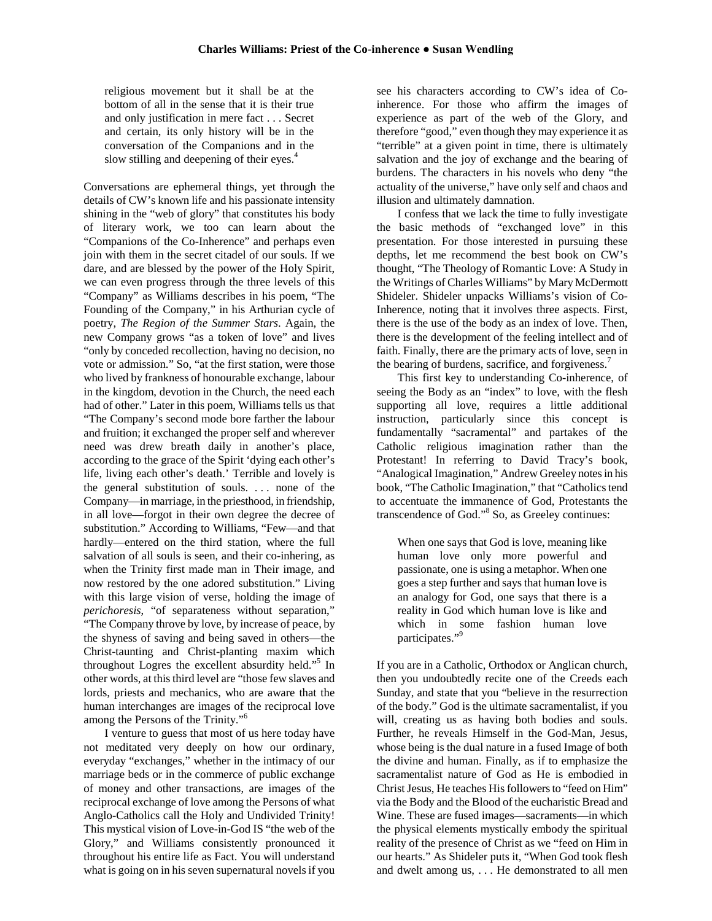> religious movement but it shall be at the bottom of all in the sense that it is their true and only justification in mere fact . . . Secret and certain, its only history will be in the conversation of the Companions and in the slow stilling and deepening of their eyes.[4]

Conversations are ephemeral things, yet through the details of CW's known life and his passionate intensity shining in the "web of glory" that constitutes his body of literary work, we too can learn about the "Companions of the Co-Inherence" and perhaps even join with them in the secret citadel of our souls. If we dare, and are blessed by the power of the Holy Spirit, we can even progress through the three levels of this "Company" as Williams describes in his poem, "The Founding of the Company," in his Arthurian cycle of poetry, *The Region of the Summer Stars*. Again, the new Company grows "as a token of love" and lives "only by conceded recollection, having no decision, no vote or admission." So, "at the first station, were those who lived by frankness of honourable exchange, labour in the kingdom, devotion in the Church, the need each had of other." Later in this poem, Williams tells us that "The Company's second mode bore farther the labour and fruition; it exchanged the proper self and wherever need was drew breath daily in another's place, according to the grace of the Spirit 'dying each other's life, living each other's death.' Terrible and lovely is the general substitution of souls. . . . none of the Company—in marriage, in the priesthood, in friendship, in all love—forgot in their own degree the decree of substitution." According to Williams, "Few—and that hardly—entered on the third station, where the full salvation of all souls is seen, and their co-inhering, as when the Trinity first made man in Their image, and now restored by the one adored substitution." Living with this large vision of verse, holding the image of *perichoresis*, "of separateness without separation," "The Company throve by love, by increase of peace, by the shyness of saving and being saved in others—the Christ-taunting and Christ-planting maxim which throughout Logres the excellent absurdity held."[5] In other words, at this third level are "those few slaves and lords, priests and mechanics, who are aware that the human interchanges are images of the reciprocal love among the Persons of the Trinity."[6]

I venture to guess that most of us here today have not meditated very deeply on how our ordinary, everyday "exchanges," whether in the intimacy of our marriage beds or in the commerce of public exchange of money and other transactions, are images of the reciprocal exchange of love among the Persons of what Anglo-Catholics call the Holy and Undivided Trinity! This mystical vision of Love-in-God IS "the web of the Glory," and Williams consistently pronounced it throughout his entire life as Fact. You will understand what is going on in his seven supernatural novels if you see his characters according to CW's idea of Co-inherence. For those who affirm the images of experience as part of the web of the Glory, and therefore "good," even though they may experience it as "terrible" at a given point in time, there is ultimately salvation and the joy of exchange and the bearing of burdens. The characters in his novels who deny "the actuality of the universe," have only self and chaos and illusion and ultimately damnation.

I confess that we lack the time to fully investigate the basic methods of "exchanged love" in this presentation. For those interested in pursuing these depths, let me recommend the best book on CW's thought, "The Theology of Romantic Love: A Study in the Writings of Charles Williams" by Mary McDermott Shideler. Shideler unpacks Williams's vision of Co-Inherence, noting that it involves three aspects. First, there is the use of the body as an index of love. Then, there is the development of the feeling intellect and of faith. Finally, there are the primary acts of love, seen in the bearing of burdens, sacrifice, and forgiveness.[7]

This first key to understanding Co-inherence, of seeing the Body as an "index" to love, with the flesh supporting all love, requires a little additional instruction, particularly since this concept is fundamentally "sacramental" and partakes of the Catholic religious imagination rather than the Protestant! In referring to David Tracy's book, "Analogical Imagination," Andrew Greeley notes in his book, "The Catholic Imagination," that "Catholics tend to accentuate the immanence of God, Protestants the transcendence of God."[8] So, as Greeley continues:

> When one says that God is love, meaning like human love only more powerful and passionate, one is using a metaphor. When one goes a step further and says that human love is an analogy for God, one says that there is a reality in God which human love is like and which in some fashion human love participates."[9]

If you are in a Catholic, Orthodox or Anglican church, then you undoubtedly recite one of the Creeds each Sunday, and state that you "believe in the resurrection of the body." God is the ultimate sacramentalist, if you will, creating us as having both bodies and souls. Further, he reveals Himself in the God-Man, Jesus, whose being is the dual nature in a fused Image of both the divine and human. Finally, as if to emphasize the sacramentalist nature of God as He is embodied in Christ Jesus, He teaches His followers to "feed on Him" via the Body and the Blood of the eucharistic Bread and Wine. These are fused images—sacraments—in which the physical elements mystically embody the spiritual reality of the presence of Christ as we "feed on Him in our hearts." As Shideler puts it, "When God took flesh and dwelt among us, . . . He demonstrated to all men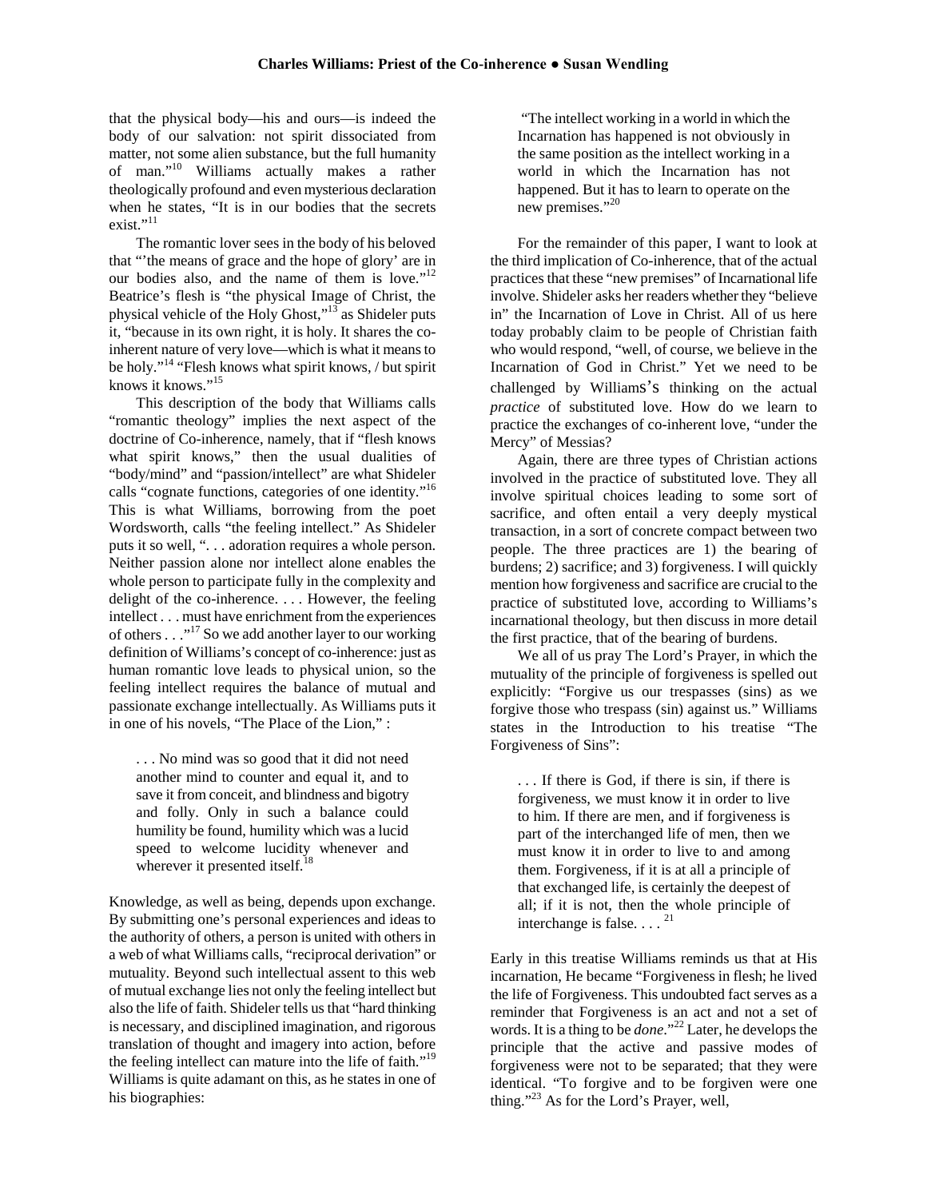that the physical body—his and ours—is indeed the body of our salvation: not spirit dissociated from matter, not some alien substance, but the full humanity of man."[10] Williams actually makes a rather theologically profound and even mysterious declaration when he states, "It is in our bodies that the secrets exist."[11]

The romantic lover sees in the body of his beloved that "'the means of grace and the hope of glory' are in our bodies also, and the name of them is love."[12] Beatrice's flesh is "the physical Image of Christ, the physical vehicle of the Holy Ghost,"[13] as Shideler puts it, "because in its own right, it is holy. It shares the co-inherent nature of very love—which is what it means to be holy."[14] "Flesh knows what spirit knows, / but spirit knows it knows."[15]

This description of the body that Williams calls "romantic theology" implies the next aspect of the doctrine of Co-inherence, namely, that if "flesh knows what spirit knows," then the usual dualities of "body/mind" and "passion/intellect" are what Shideler calls "cognate functions, categories of one identity."[16] This is what Williams, borrowing from the poet Wordsworth, calls "the feeling intellect." As Shideler puts it so well, ". . . adoration requires a whole person. Neither passion alone nor intellect alone enables the whole person to participate fully in the complexity and delight of the co-inherence. . . . However, the feeling intellect . . . must have enrichment from the experiences of others . . ."[17] So we add another layer to our working definition of Williams's concept of co-inherence: just as human romantic love leads to physical union, so the feeling intellect requires the balance of mutual and passionate exchange intellectually. As Williams puts it in one of his novels, "The Place of the Lion," :

> . . . No mind was so good that it did not need another mind to counter and equal it, and to save it from conceit, and blindness and bigotry and folly. Only in such a balance could humility be found, humility which was a lucid speed to welcome lucidity whenever and wherever it presented itself.[18]

Knowledge, as well as being, depends upon exchange. By submitting one's personal experiences and ideas to the authority of others, a person is united with others in a web of what Williams calls, "reciprocal derivation" or mutuality. Beyond such intellectual assent to this web of mutual exchange lies not only the feeling intellect but also the life of faith. Shideler tells us that "hard thinking is necessary, and disciplined imagination, and rigorous translation of thought and imagery into action, before the feeling intellect can mature into the life of faith."[19] Williams is quite adamant on this, as he states in one of his biographies:

> "The intellect working in a world in which the Incarnation has happened is not obviously in the same position as the intellect working in a world in which the Incarnation has not happened. But it has to learn to operate on the new premises."[20]

For the remainder of this paper, I want to look at the third implication of Co-inherence, that of the actual practices that these "new premises" of Incarnational life involve. Shideler asks her readers whether they "believe in" the Incarnation of Love in Christ. All of us here today probably claim to be people of Christian faith who would respond, "well, of course, we believe in the Incarnation of God in Christ." Yet we need to be challenged by Williams's thinking on the actual *practice* of substituted love. How do we learn to practice the exchanges of co-inherent love, "under the Mercy" of Messias?

Again, there are three types of Christian actions involved in the practice of substituted love. They all involve spiritual choices leading to some sort of sacrifice, and often entail a very deeply mystical transaction, in a sort of concrete compact between two people. The three practices are 1) the bearing of burdens; 2) sacrifice; and 3) forgiveness. I will quickly mention how forgiveness and sacrifice are crucial to the practice of substituted love, according to Williams's incarnational theology, but then discuss in more detail the first practice, that of the bearing of burdens.

We all of us pray The Lord's Prayer, in which the mutuality of the principle of forgiveness is spelled out explicitly: "Forgive us our trespasses (sins) as we forgive those who trespass (sin) against us." Williams states in the Introduction to his treatise "The Forgiveness of Sins":

> . . . If there is God, if there is sin, if there is forgiveness, we must know it in order to live to him. If there are men, and if forgiveness is part of the interchanged life of men, then we must know it in order to live to and among them. Forgiveness, if it is at all a principle of that exchanged life, is certainly the deepest of all; if it is not, then the whole principle of interchange is false. . . . [21]

Early in this treatise Williams reminds us that at His incarnation, He became "Forgiveness in flesh; he lived the life of Forgiveness. This undoubted fact serves as a reminder that Forgiveness is an act and not a set of words. It is a thing to be *done*."[22] Later, he develops the principle that the active and passive modes of forgiveness were not to be separated; that they were identical. "To forgive and to be forgiven were one thing."[23] As for the Lord's Prayer, well,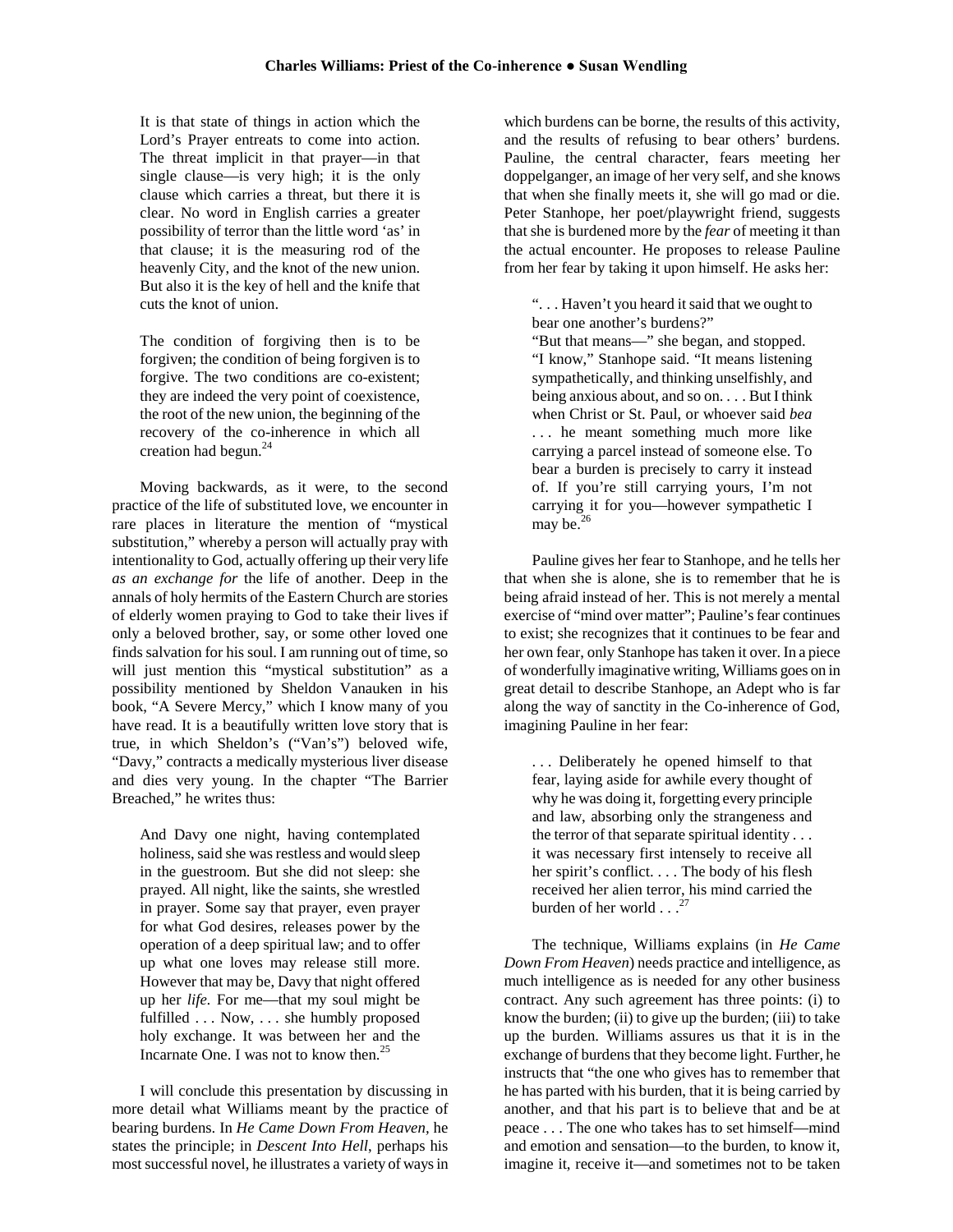> It is that state of things in action which the Lord's Prayer entreats to come into action. The threat implicit in that prayer—in that single clause—is very high; it is the only clause which carries a threat, but there it is clear. No word in English carries a greater possibility of terror than the little word 'as' in that clause; it is the measuring rod of the heavenly City, and the knot of the new union. But also it is the key of hell and the knife that cuts the knot of union.
>
> The condition of forgiving then is to be forgiven; the condition of being forgiven is to forgive. The two conditions are co-existent; they are indeed the very point of coexistence, the root of the new union, the beginning of the recovery of the co-inherence in which all creation had begun.[24]

Moving backwards, as it were, to the second practice of the life of substituted love, we encounter in rare places in literature the mention of "mystical substitution," whereby a person will actually pray with intentionality to God, actually offering up their very life *as an exchange for* the life of another. Deep in the annals of holy hermits of the Eastern Church are stories of elderly women praying to God to take their lives if only a beloved brother, say, or some other loved one finds salvation for his soul. I am running out of time, so will just mention this "mystical substitution" as a possibility mentioned by Sheldon Vanauken in his book, "A Severe Mercy," which I know many of you have read. It is a beautifully written love story that is true, in which Sheldon's ("Van's") beloved wife, "Davy," contracts a medically mysterious liver disease and dies very young. In the chapter "The Barrier Breached," he writes thus:

> And Davy one night, having contemplated holiness, said she was restless and would sleep in the guestroom. But she did not sleep: she prayed. All night, like the saints, she wrestled in prayer. Some say that prayer, even prayer for what God desires, releases power by the operation of a deep spiritual law; and to offer up what one loves may release still more. However that may be, Davy that night offered up her *life*. For me—that my soul might be fulfilled . . . Now, . . . she humbly proposed holy exchange. It was between her and the Incarnate One. I was not to know then.[25]

I will conclude this presentation by discussing in more detail what Williams meant by the practice of bearing burdens. In *He Came Down From Heaven,* he states the principle; in *Descent Into Hell*, perhaps his most successful novel, he illustrates a variety of ways in which burdens can be borne, the results of this activity, and the results of refusing to bear others' burdens. Pauline, the central character, fears meeting her doppelganger, an image of her very self, and she knows that when she finally meets it, she will go mad or die. Peter Stanhope, her poet/playwright friend, suggests that she is burdened more by the *fear* of meeting it than the actual encounter. He proposes to release Pauline from her fear by taking it upon himself. He asks her:

> ". . . Haven't you heard it said that we ought to bear one another's burdens?"
> "But that means—" she began, and stopped.
> "I know," Stanhope said. "It means listening sympathetically, and thinking unselfishly, and being anxious about, and so on. . . . But I think when Christ or St. Paul, or whoever said *bea* . . . he meant something much more like carrying a parcel instead of someone else. To bear a burden is precisely to carry it instead of. If you're still carrying yours, I'm not carrying it for you—however sympathetic I may be.[26]

Pauline gives her fear to Stanhope, and he tells her that when she is alone, she is to remember that he is being afraid instead of her. This is not merely a mental exercise of "mind over matter"; Pauline's fear continues to exist; she recognizes that it continues to be fear and her own fear, only Stanhope has taken it over. In a piece of wonderfully imaginative writing, Williams goes on in great detail to describe Stanhope, an Adept who is far along the way of sanctity in the Co-inherence of God, imagining Pauline in her fear:

> . . . Deliberately he opened himself to that fear, laying aside for awhile every thought of why he was doing it, forgetting every principle and law, absorbing only the strangeness and the terror of that separate spiritual identity . . . it was necessary first intensely to receive all her spirit's conflict. . . . The body of his flesh received her alien terror, his mind carried the burden of her world . . .[27]

The technique, Williams explains (in *He Came Down From Heaven*) needs practice and intelligence, as much intelligence as is needed for any other business contract. Any such agreement has three points: (i) to know the burden; (ii) to give up the burden; (iii) to take up the burden. Williams assures us that it is in the exchange of burdens that they become light. Further, he instructs that "the one who gives has to remember that he has parted with his burden, that it is being carried by another, and that his part is to believe that and be at peace . . . The one who takes has to set himself—mind and emotion and sensation—to the burden, to know it, imagine it, receive it—and sometimes not to be taken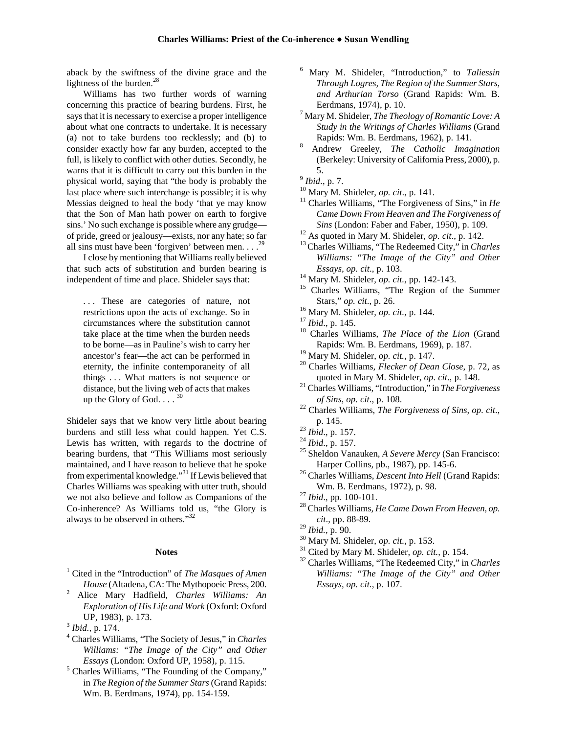aback by the swiftness of the divine grace and the lightness of the burden.[28]

Williams has two further words of warning concerning this practice of bearing burdens. First, he says that it is necessary to exercise a proper intelligence about what one contracts to undertake. It is necessary (a) not to take burdens too recklessly; and (b) to consider exactly how far any burden, accepted to the full, is likely to conflict with other duties. Secondly, he warns that it is difficult to carry out this burden in the physical world, saying that "the body is probably the last place where such interchange is possible; it is why Messias deigned to heal the body 'that ye may know that the Son of Man hath power on earth to forgive sins.' No such exchange is possible where any grudge—of pride, greed or jealousy—exists, nor any hate; so far all sins must have been 'forgiven' between men. . . ."[29]

I close by mentioning that Williams really believed that such acts of substitution and burden bearing is independent of time and place. Shideler says that:

> . . . These are categories of nature, not restrictions upon the acts of exchange. So in circumstances where the substitution cannot take place at the time when the burden needs to be borne—as in Pauline's wish to carry her ancestor's fear—the act can be performed in eternity, the infinite contemporaneity of all things . . . What matters is not sequence or distance, but the living web of acts that makes up the Glory of God. . . . [30]

Shideler says that we know very little about bearing burdens and still less what could happen. Yet C.S. Lewis has written, with regards to the doctrine of bearing burdens, that "This Williams most seriously maintained, and I have reason to believe that he spoke from experimental knowledge."[31] If Lewis believed that Charles Williams was speaking with utter truth, should we not also believe and follow as Companions of the Co-inherence? As Williams told us, "the Glory is always to be observed in others."[32]

### Notes

1 Cited in the "Introduction" of *The Masques of Amen House* (Altadena, CA: The Mythopoeic Press, 200.

2 Alice Mary Hadfield, *Charles Williams: An Exploration of His Life and Work* (Oxford: Oxford UP, 1983), p. 173.

3 *Ibid.*, p. 174.

4 Charles Williams, "The Society of Jesus," in *Charles Williams: "The Image of the City" and Other Essays* (London: Oxford UP, 1958), p. 115.

5 Charles Williams, "The Founding of the Company," in *The Region of the Summer Stars* (Grand Rapids: Wm. B. Eerdmans, 1974), pp. 154-159.

6 Mary M. Shideler, "Introduction," to *Taliessin Through Logres, The Region of the Summer Stars, and Arthurian Torso* (Grand Rapids: Wm. B. Eerdmans, 1974), p. 10.

7 Mary M. Shideler, *The Theology of Romantic Love: A Study in the Writings of Charles Williams* (Grand Rapids: Wm. B. Eerdmans, 1962), p. 141.

8 Andrew Greeley, *The Catholic Imagination* (Berkeley: University of California Press, 2000), p. 5.

9 *Ibid.*, p. 7.

10 Mary M. Shideler, *op. cit*., p. 141.

11 Charles Williams, "The Forgiveness of Sins," in *He Came Down From Heaven and The Forgiveness of Sins* (London: Faber and Faber, 1950), p. 109.

12 As quoted in Mary M. Shideler, *op. cit*., p. 142.

13 Charles Williams, "The Redeemed City," in *Charles Williams: "The Image of the City" and Other Essays, op. cit*., p. 103.

14 Mary M. Shideler, *op. cit.*, pp. 142-143.

15 Charles Williams, "The Region of the Summer Stars," *op. cit*., p. 26.

16 Mary M. Shideler, *op. cit.*, p. 144.

17 *Ibid*., p. 145.

18 Charles Williams, *The Place of the Lion* (Grand Rapids: Wm. B. Eerdmans, 1969), p. 187.

19 Mary M. Shideler, *op. cit.*, p. 147.

20 Charles Williams, *Flecker of Dean Close*, p. 72, as quoted in Mary M. Shideler, *op. cit*., p. 148.

21 Charles Williams, "Introduction," in *The Forgiveness of Sins, op. cit*., p. 108.

22 Charles Williams, *The Forgiveness of Sins, op. cit*., p. 145.

23 *Ibid*., p. 157.

24 *Ibid*., p. 157.

25 Sheldon Vanauken, *A Severe Mercy* (San Francisco: Harper Collins, pb., 1987), pp. 145-6.

26 Charles Williams, *Descent Into Hell* (Grand Rapids: Wm. B. Eerdmans, 1972), p. 98.

27 *Ibid*., pp. 100-101.

28 Charles Williams, *He Came Down From Heaven, op. cit*., pp. 88-89.

29 *Ibid.*, p. 90.

30 Mary M. Shideler, *op. cit.*, p. 153.

31 Cited by Mary M. Shideler, *op. cit.*, p. 154.

32 Charles Williams, "The Redeemed City," in *Charles Williams: "The Image of the City" and Other Essays, op. cit.*, p. 107.